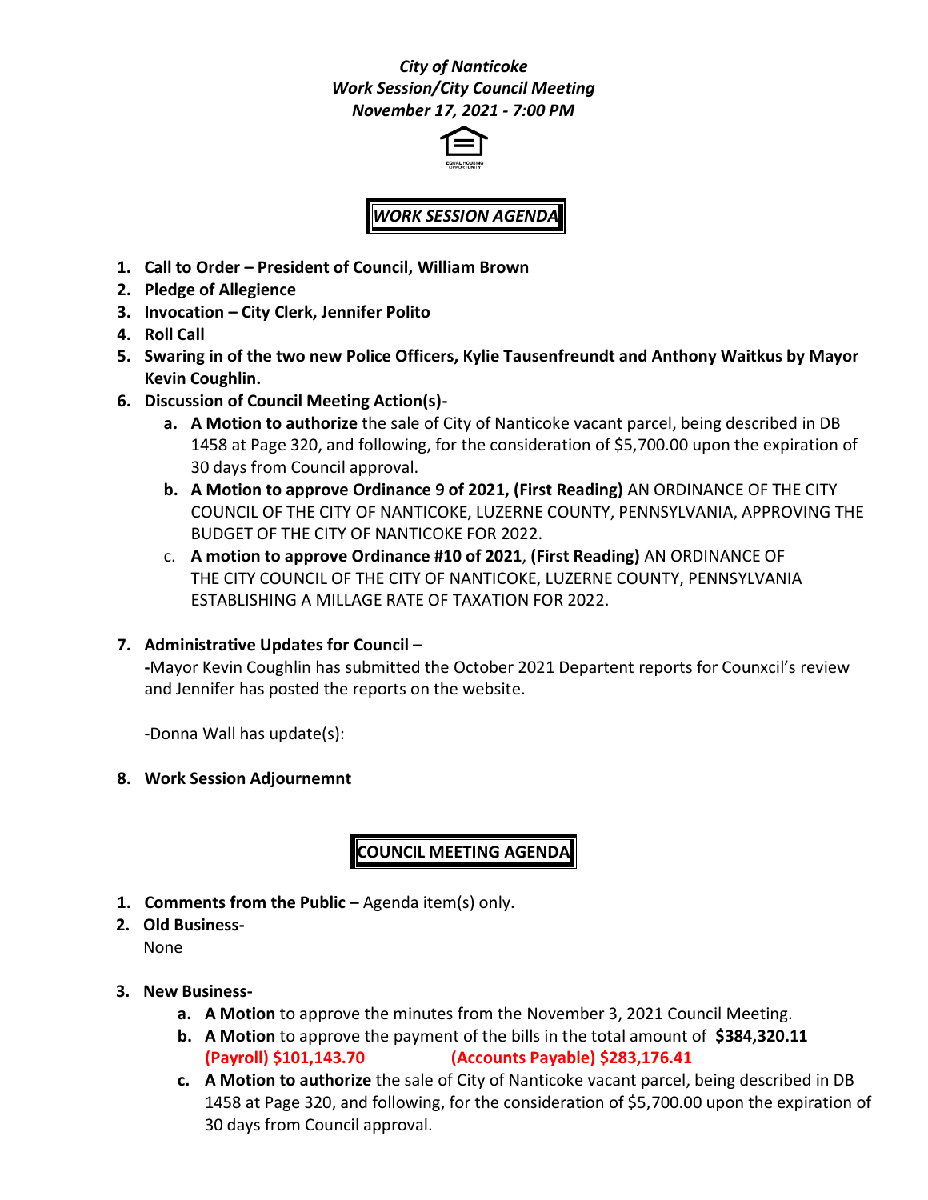***City of Nanticoke***
***Work Session/City Council Meeting***
***November 17, 2021 - 7:00 PM***

***WORK SESSION AGENDA***

1. **Call to Order – President of Council, William Brown**
2. **Pledge of Allegience**
3. **Invocation – City Clerk, Jennifer Polito**
4. **Roll Call**
5. **Swaring in of the two new Police Officers, Kylie Tausenfreundt and Anthony Waitkus by Mayor Kevin Coughlin.**
6. **Discussion of Council Meeting Action(s)-**
   a. **A Motion to authorize** the sale of City of Nanticoke vacant parcel, being described in DB 1458 at Page 320, and following, for the consideration of $5,700.00 upon the expiration of 30 days from Council approval.
   b. **A Motion to approve Ordinance 9 of 2021, (First Reading)** AN ORDINANCE OF THE CITY COUNCIL OF THE CITY OF NANTICOKE, LUZERNE COUNTY, PENNSYLVANIA, APPROVING THE BUDGET OF THE CITY OF NANTICOKE FOR 2022.
   c. **A motion to approve Ordinance #10 of 2021**, **(First Reading)** AN ORDINANCE OF THE CITY COUNCIL OF THE CITY OF NANTICOKE, LUZERNE COUNTY, PENNSYLVANIA ESTABLISHING A MILLAGE RATE OF TAXATION FOR 2022.

7. **Administrative Updates for Council –**
   **-**Mayor Kevin Coughlin has submitted the October 2021 Departent reports for Counxcil's review and Jennifer has posted the reports on the website.

   -Donna Wall has update(s):

8. **Work Session Adjournemnt**

**COUNCIL MEETING AGENDA**

1. **Comments from the Public –** Agenda item(s) only.
2. **Old Business-**
   None

3. **New Business-**
   a. **A Motion** to approve the minutes from the November 3, 2021 Council Meeting.
   b. **A Motion** to approve the payment of the bills in the total amount of **$384,320.11**
   **(Payroll) $101,143.70** **(Accounts Payable) $283,176.41**
   c. **A Motion to authorize** the sale of City of Nanticoke vacant parcel, being described in DB 1458 at Page 320, and following, for the consideration of $5,700.00 upon the expiration of 30 days from Council approval.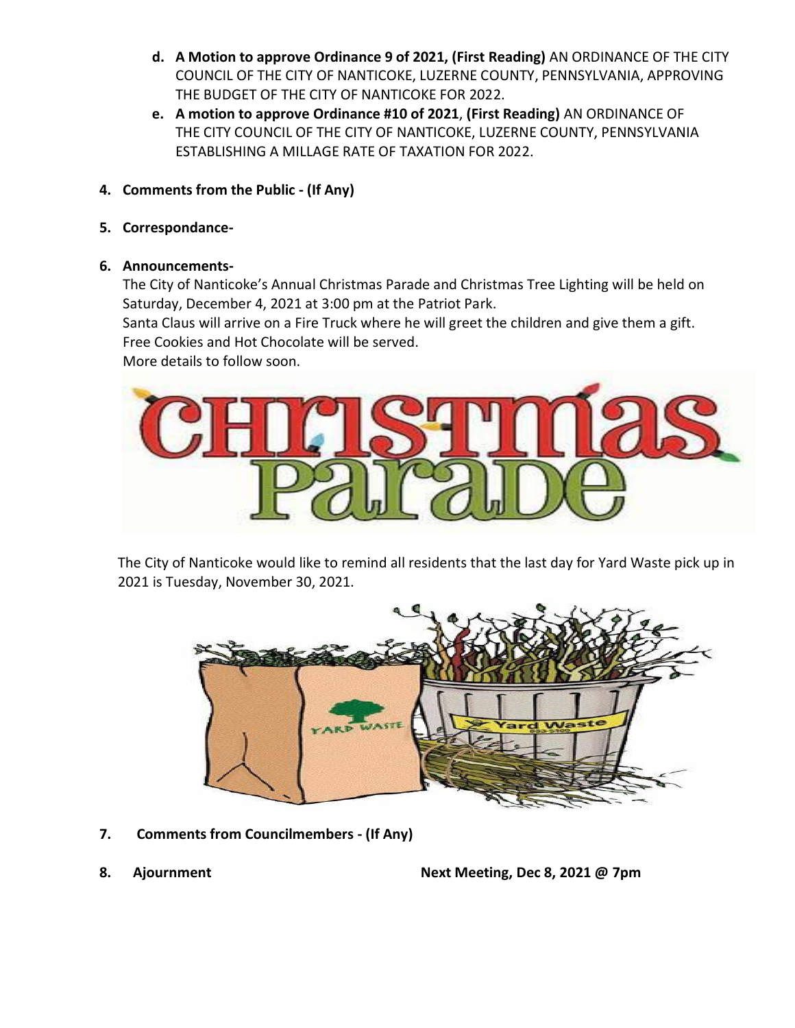d. **A Motion to approve Ordinance 9 of 2021, (First Reading)** AN ORDINANCE OF THE CITY COUNCIL OF THE CITY OF NANTICOKE, LUZERNE COUNTY, PENNSYLVANIA, APPROVING THE BUDGET OF THE CITY OF NANTICOKE FOR 2022.

e. **A motion to approve Ordinance #10 of 2021**, **(First Reading)** AN ORDINANCE OF THE CITY COUNCIL OF THE CITY OF NANTICOKE, LUZERNE COUNTY, PENNSYLVANIA ESTABLISHING A MILLAGE RATE OF TAXATION FOR 2022.

4. **Comments from the Public - (If Any)**

5. **Correspondance-**

6. **Announcements-**

The City of Nanticoke's Annual Christmas Parade and Christmas Tree Lighting will be held on Saturday, December 4, 2021 at 3:00 pm at the Patriot Park.
Santa Claus will arrive on a Fire Truck where he will greet the children and give them a gift.
Free Cookies and Hot Chocolate will be served.
More details to follow soon.

CHRISTMAS Parade

The City of Nanticoke would like to remind all residents that the last day for Yard Waste pick up in 2021 is Tuesday, November 30, 2021.

7. **Comments from Councilmembers - (If Any)**

8. **Ajournment** **Next Meeting, Dec 8, 2021 @ 7pm**